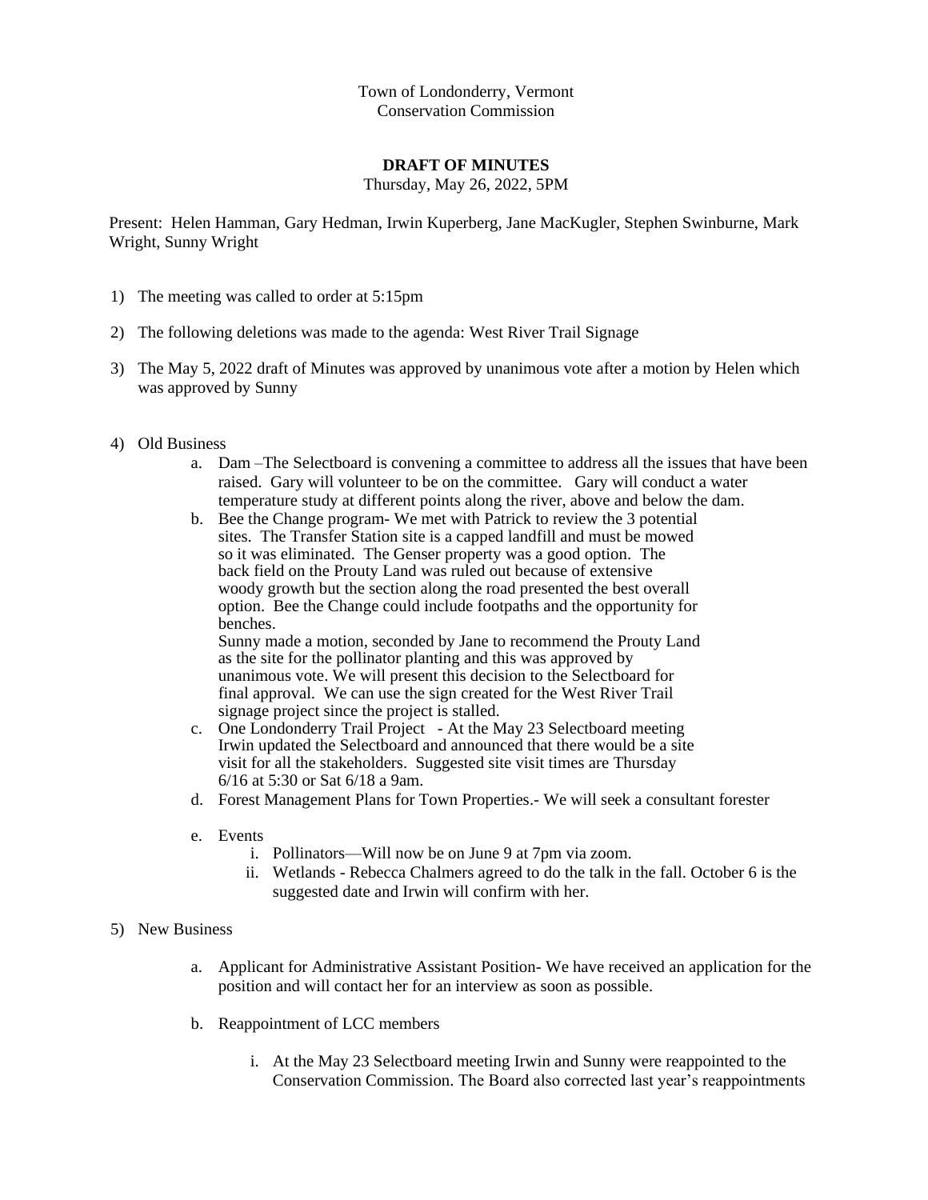Town of Londonderry, Vermont
Conservation Commission

**DRAFT OF MINUTES**
Thursday, May 26, 2022, 5PM

Present: Helen Hamman, Gary Hedman, Irwin Kuperberg, Jane MacKugler, Stephen Swinburne, Mark Wright, Sunny Wright

1) The meeting was called to order at 5:15pm

2) The following deletions was made to the agenda: West River Trail Signage

3) The May 5, 2022 draft of Minutes was approved by unanimous vote after a motion by Helen which was approved by Sunny

4) Old Business
   a. Dam –The Selectboard is convening a committee to address all the issues that have been raised. Gary will volunteer to be on the committee. Gary will conduct a water temperature study at different points along the river, above and below the dam.
   b. Bee the Change program- We met with Patrick to review the 3 potential sites. The Transfer Station site is a capped landfill and must be mowed so it was eliminated. The Genser property was a good option. The back field on the Prouty Land was ruled out because of extensive woody growth but the section along the road presented the best overall option. Bee the Change could include footpaths and the opportunity for benches.
      Sunny made a motion, seconded by Jane to recommend the Prouty Land as the site for the pollinator planting and this was approved by unanimous vote. We will present this decision to the Selectboard for final approval. We can use the sign created for the West River Trail signage project since the project is stalled.
   c. One Londonderry Trail Project - At the May 23 Selectboard meeting Irwin updated the Selectboard and announced that there would be a site visit for all the stakeholders. Suggested site visit times are Thursday 6/16 at 5:30 or Sat 6/18 a 9am.
   d. Forest Management Plans for Town Properties.- We will seek a consultant forester
   e. Events
      i. Pollinators—Will now be on June 9 at 7pm via zoom.
      ii. Wetlands - Rebecca Chalmers agreed to do the talk in the fall. October 6 is the suggested date and Irwin will confirm with her.

5) New Business
   a. Applicant for Administrative Assistant Position- We have received an application for the position and will contact her for an interview as soon as possible.
   b. Reappointment of LCC members
      i. At the May 23 Selectboard meeting Irwin and Sunny were reappointed to the Conservation Commission. The Board also corrected last year's reappointments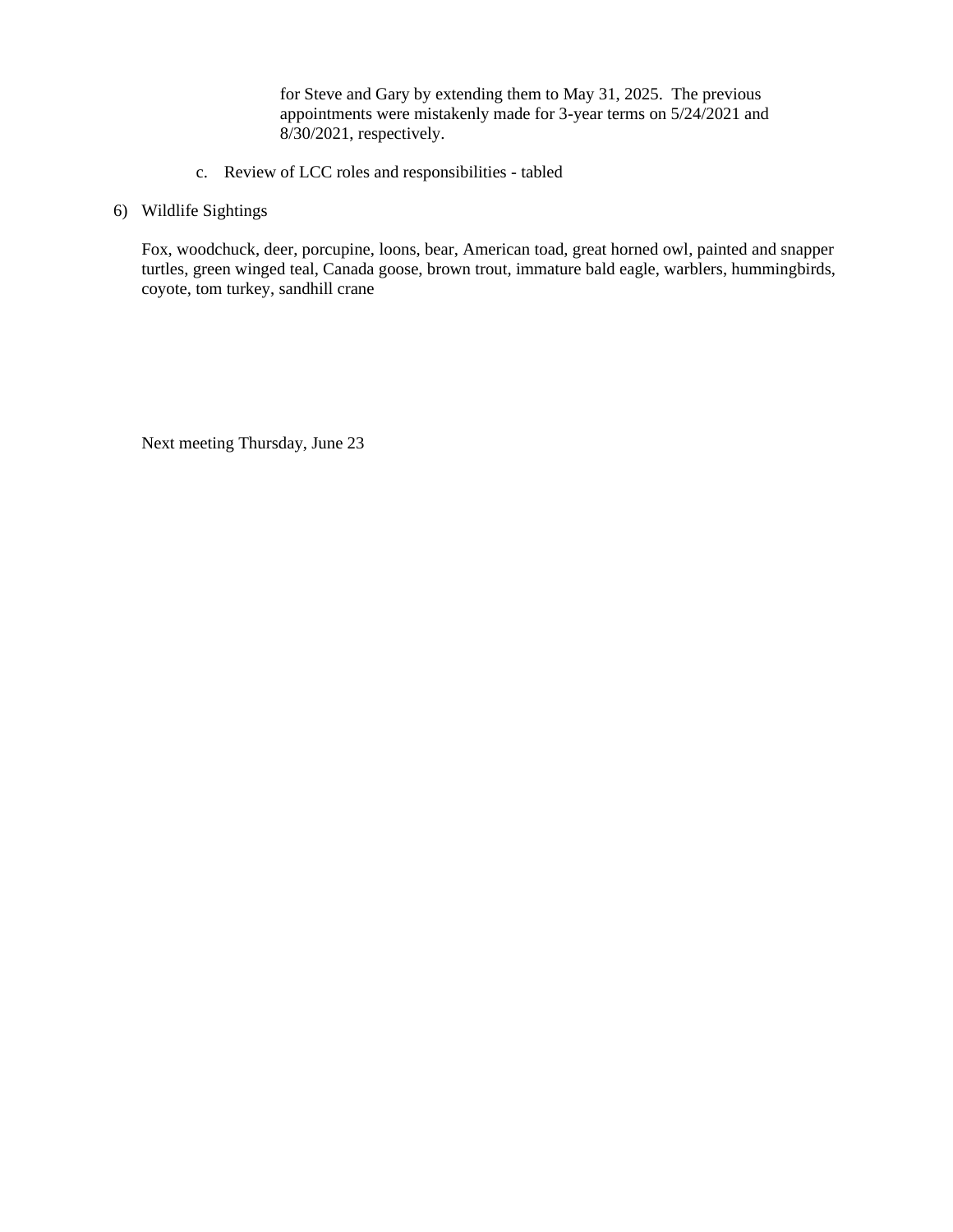for Steve and Gary by extending them to May 31, 2025. The previous appointments were mistakenly made for 3-year terms on 5/24/2021 and 8/30/2021, respectively.

c. Review of LCC roles and responsibilities - tabled

6) Wildlife Sightings

Fox, woodchuck, deer, porcupine, loons, bear, American toad, great horned owl, painted and snapper turtles, green winged teal, Canada goose, brown trout, immature bald eagle, warblers, hummingbirds, coyote, tom turkey, sandhill crane

Next meeting Thursday, June 23